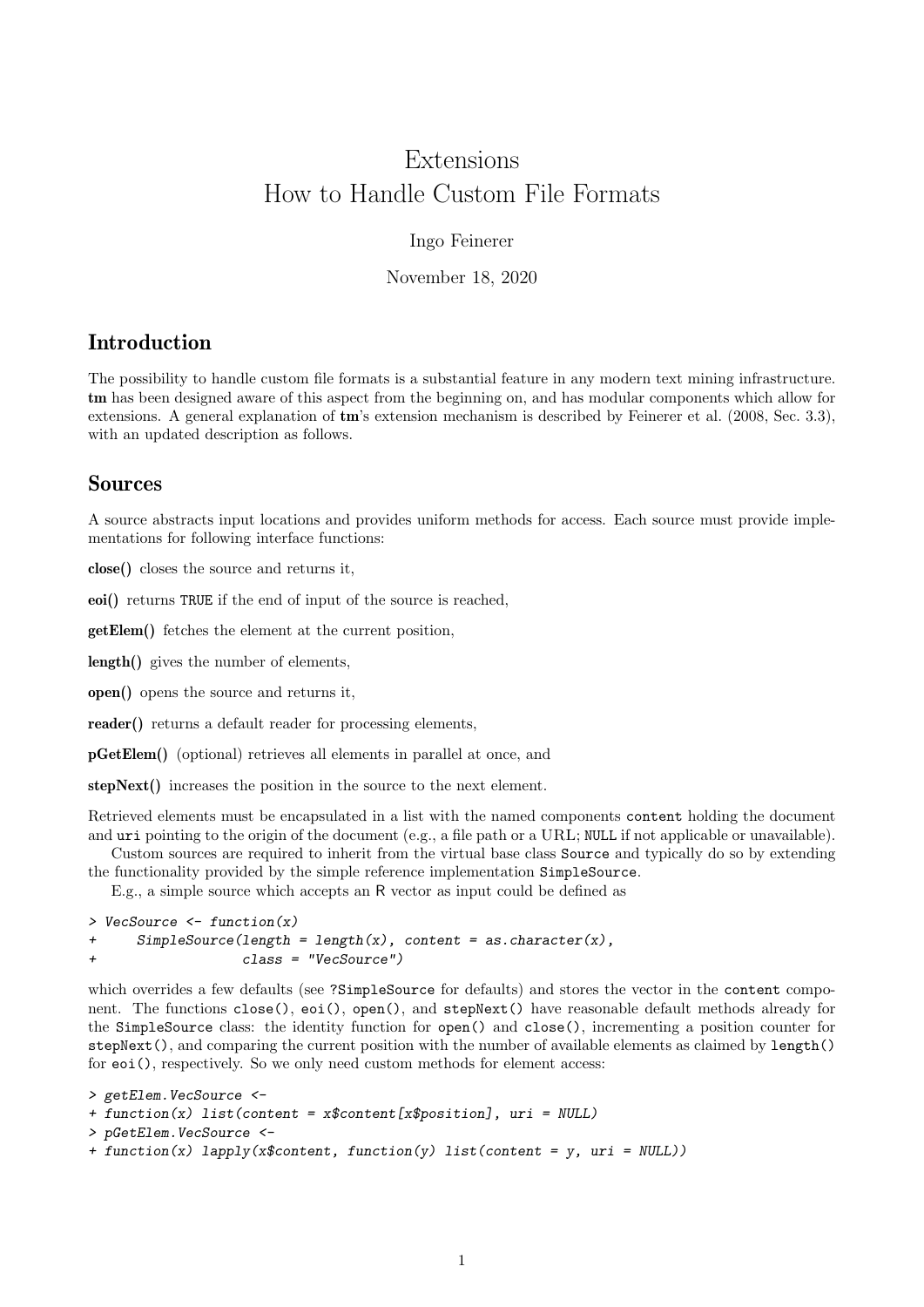# Extensions
# How to Handle Custom File Formats

Ingo Feinerer

November 18, 2020

## Introduction

The possibility to handle custom file formats is a substantial feature in any modern text mining infrastructure. **tm** has been designed aware of this aspect from the beginning on, and has modular components which allow for extensions. A general explanation of **tm**'s extension mechanism is described by Feinerer et al. (2008, Sec. 3.3), with an updated description as follows.

## Sources

A source abstracts input locations and provides uniform methods for access. Each source must provide implementations for following interface functions:

**close()** closes the source and returns it,

**eoi()** returns `TRUE` if the end of input of the source is reached,

**getElem()** fetches the element at the current position,

**length()** gives the number of elements,

**open()** opens the source and returns it,

**reader()** returns a default reader for processing elements,

**pGetElem()** (optional) retrieves all elements in parallel at once, and

**stepNext()** increases the position in the source to the next element.

Retrieved elements must be encapsulated in a list with the named components `content` holding the document and `uri` pointing to the origin of the document (e.g., a file path or a URL; `NULL` if not applicable or unavailable).

Custom sources are required to inherit from the virtual base class `Source` and typically do so by extending the functionality provided by the simple reference implementation `SimpleSource`.

E.g., a simple source which accepts an R vector as input could be defined as

```
> VecSource <- function(x)
+     SimpleSource(length = length(x), content = as.character(x),
+                  class = "VecSource")
```

which overrides a few defaults (see `?SimpleSource` for defaults) and stores the vector in the `content` component. The functions `close()`, `eoi()`, `open()`, and `stepNext()` have reasonable default methods already for the `SimpleSource` class: the identity function for `open()` and `close()`, incrementing a position counter for `stepNext()`, and comparing the current position with the number of available elements as claimed by `length()` for `eoi()`, respectively. So we only need custom methods for element access:

```
> getElem.VecSource <-
+ function(x) list(content = x$content[x$position], uri = NULL)
> pGetElem.VecSource <-
+ function(x) lapply(x$content, function(y) list(content = y, uri = NULL))
```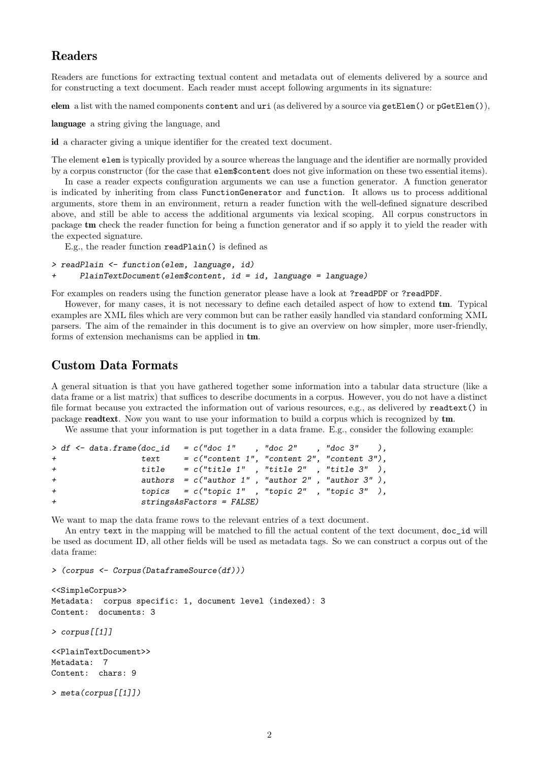## Readers

Readers are functions for extracting textual content and metadata out of elements delivered by a source and for constructing a text document. Each reader must accept following arguments in its signature:

**elem** a list with the named components `content` and `uri` (as delivered by a source via `getElem()` or `pGetElem()`),

**language** a string giving the language, and

**id** a character giving a unique identifier for the created text document.

The element `elem` is typically provided by a source whereas the language and the identifier are normally provided by a corpus constructor (for the case that `elem$content` does not give information on these two essential items).

In case a reader expects configuration arguments we can use a function generator. A function generator is indicated by inheriting from class `FunctionGenerator` and `function`. It allows us to process additional arguments, store them in an environment, return a reader function with the well-defined signature described above, and still be able to access the additional arguments via lexical scoping. All corpus constructors in package **tm** check the reader function for being a function generator and if so apply it to yield the reader with the expected signature.

E.g., the reader function `readPlain()` is defined as

```
> readPlain <- function(elem, language, id)
+     PlainTextDocument(elem$content, id = id, language = language)
```

For examples on readers using the function generator please have a look at `?readPDF` or `?readPDF`.

However, for many cases, it is not necessary to define each detailed aspect of how to extend **tm**. Typical examples are XML files which are very common but can be rather easily handled via standard conforming XML parsers. The aim of the remainder in this document is to give an overview on how simpler, more user-friendly, forms of extension mechanisms can be applied in **tm**.

## Custom Data Formats

A general situation is that you have gathered together some information into a tabular data structure (like a data frame or a list matrix) that suffices to describe documents in a corpus. However, you do not have a distinct file format because you extracted the information out of various resources, e.g., as delivered by `readtext()` in package **readtext**. Now you want to use your information to build a corpus which is recognized by **tm**.

We assume that your information is put together in a data frame. E.g., consider the following example:

```
> df <- data.frame(doc_id   = c("doc 1"    , "doc 2"    , "doc 3"    ),
+                  text     = c("content 1", "content 2", "content 3"),
+                  title    = c("title 1"  , "title 2"  , "title 3"  ),
+                  authors  = c("author 1" , "author 2" , "author 3" ),
+                  topics   = c("topic 1"  , "topic 2"  , "topic 3"  ),
+                  stringsAsFactors = FALSE)
```

We want to map the data frame rows to the relevant entries of a text document.

An entry `text` in the mapping will be matched to fill the actual content of the text document, `doc_id` will be used as document ID, all other fields will be used as metadata tags. So we can construct a corpus out of the data frame:

```
> (corpus <- Corpus(DataframeSource(df)))

<<SimpleCorpus>>
Metadata:  corpus specific: 1, document level (indexed): 3
Content:  documents: 3

> corpus[[1]]

<<PlainTextDocument>>
Metadata:  7
Content:  chars: 9

> meta(corpus[[1]])
```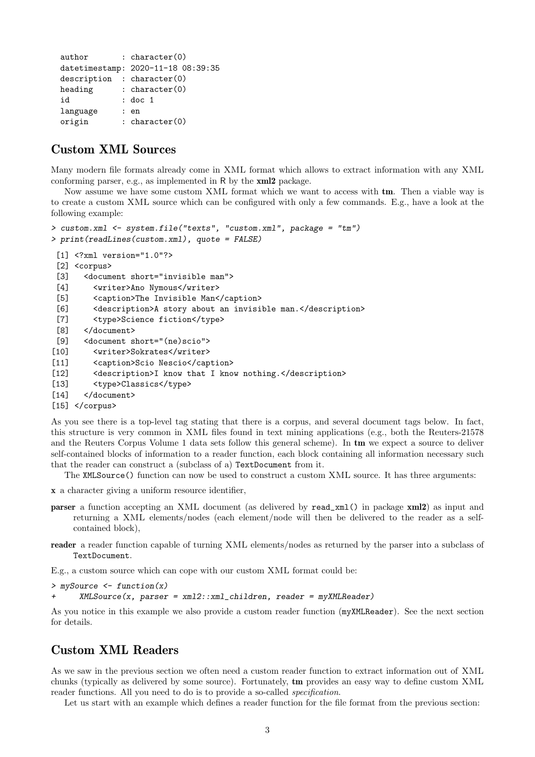```
  author       : character(0)
  datetimestamp: 2020-11-18 08:39:35
  description  : character(0)
  heading      : character(0)
  id           : doc 1
  language     : en
  origin       : character(0)
```

## Custom XML Sources

Many modern file formats already come in XML format which allows to extract information with any XML conforming parser, e.g., as implemented in R by the **xml2** package.

Now assume we have some custom XML format which we want to access with **tm**. Then a viable way is to create a custom XML source which can be configured with only a few commands. E.g., have a look at the following example:

```
> custom.xml <- system.file("texts", "custom.xml", package = "tm")
> print(readLines(custom.xml), quote = FALSE)

 [1] <?xml version="1.0"?>
 [2] <corpus>
 [3]   <document short="invisible man">
 [4]     <writer>Ano Nymous</writer>
 [5]     <caption>The Invisible Man</caption>
 [6]     <description>A story about an invisible man.</description>
 [7]     <type>Science fiction</type>
 [8]   </document>
 [9]   <document short="(ne)scio">
[10]     <writer>Sokrates</writer>
[11]     <caption>Scio Nescio</caption>
[12]     <description>I know that I know nothing.</description>
[13]     <type>Classics</type>
[14]   </document>
[15] </corpus>
```

As you see there is a top-level tag stating that there is a corpus, and several document tags below. In fact, this structure is very common in XML files found in text mining applications (e.g., both the Reuters-21578 and the Reuters Corpus Volume 1 data sets follow this general scheme). In **tm** we expect a source to deliver self-contained blocks of information to a reader function, each block containing all information necessary such that the reader can construct a (subclass of a) `TextDocument` from it.

The `XMLSource()` function can now be used to construct a custom XML source. It has three arguments:

**x** a character giving a uniform resource identifier,

**parser** a function accepting an XML document (as delivered by `read_xml()` in package **xml2**) as input and returning a XML elements/nodes (each element/node will then be delivered to the reader as a self-contained block),

**reader** a reader function capable of turning XML elements/nodes as returned by the parser into a subclass of `TextDocument`.

E.g., a custom source which can cope with our custom XML format could be:

```
> mySource <- function(x)
+     XMLSource(x, parser = xml2::xml_children, reader = myXMLReader)
```

As you notice in this example we also provide a custom reader function (`myXMLReader`). See the next section for details.

## Custom XML Readers

As we saw in the previous section we often need a custom reader function to extract information out of XML chunks (typically as delivered by some source). Fortunately, **tm** provides an easy way to define custom XML reader functions. All you need to do is to provide a so-called *specification*.

Let us start with an example which defines a reader function for the file format from the previous section: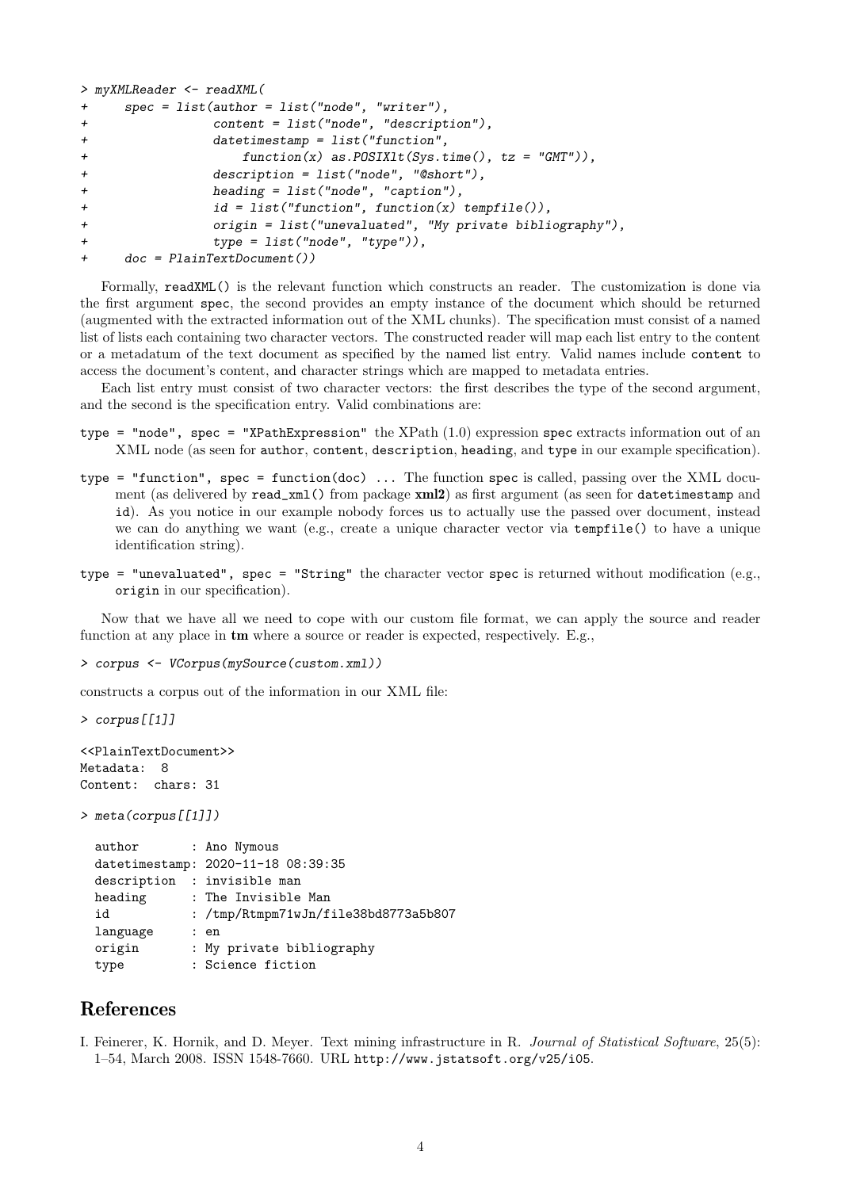```
> myXMLReader <- readXML(
+     spec = list(author = list("node", "writer"),
+                 content = list("node", "description"),
+                 datetimestamp = list("function",
+                     function(x) as.POSIXlt(Sys.time(), tz = "GMT")),
+                 description = list("node", "@short"),
+                 heading = list("node", "caption"),
+                 id = list("function", function(x) tempfile()),
+                 origin = list("unevaluated", "My private bibliography"),
+                 type = list("node", "type")),
+     doc = PlainTextDocument())
```

Formally, `readXML()` is the relevant function which constructs an reader. The customization is done via the first argument `spec`, the second provides an empty instance of the document which should be returned (augmented with the extracted information out of the XML chunks). The specification must consist of a named list of lists each containing two character vectors. The constructed reader will map each list entry to the content or a metadatum of the text document as specified by the named list entry. Valid names include `content` to access the document's content, and character strings which are mapped to metadata entries.

Each list entry must consist of two character vectors: the first describes the type of the second argument, and the second is the specification entry. Valid combinations are:

`type = "node", spec = "XPathExpression"` the XPath (1.0) expression `spec` extracts information out of an XML node (as seen for `author`, `content`, `description`, `heading`, and `type` in our example specification).

`type = "function", spec = function(doc) ...` The function `spec` is called, passing over the XML document (as delivered by `read_xml()` from package **xml2**) as first argument (as seen for `datetimestamp` and `id`). As you notice in our example nobody forces us to actually use the passed over document, instead we can do anything we want (e.g., create a unique character vector via `tempfile()` to have a unique identification string).

`type = "unevaluated", spec = "String"` the character vector `spec` is returned without modification (e.g., `origin` in our specification).

Now that we have all we need to cope with our custom file format, we can apply the source and reader function at any place in **tm** where a source or reader is expected, respectively. E.g.,

```
> corpus <- VCorpus(mySource(custom.xml))
```

constructs a corpus out of the information in our XML file:

```
> corpus[[1]]

<<PlainTextDocument>>
Metadata:  8
Content:  chars: 31

> meta(corpus[[1]])

  author       : Ano Nymous
  datetimestamp: 2020-11-18 08:39:35
  description  : invisible man
  heading      : The Invisible Man
  id           : /tmp/Rtmpm71wJn/file38bd8773a5b807
  language     : en
  origin       : My private bibliography
  type         : Science fiction
```

## References

I. Feinerer, K. Hornik, and D. Meyer. Text mining infrastructure in R. *Journal of Statistical Software*, 25(5): 1–54, March 2008. ISSN 1548-7660. URL http://www.jstatsoft.org/v25/i05.